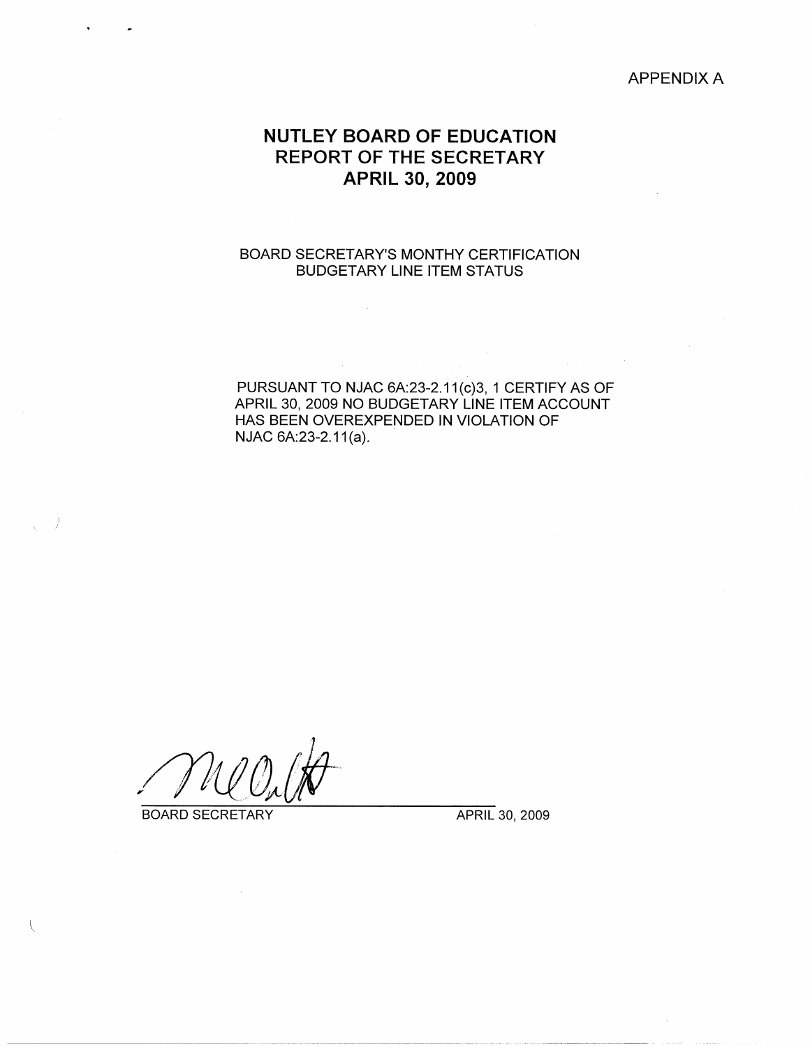APPENDIX A

# NUTLEY BOARD OF EDUCATION
# REPORT OF THE SECRETARY
# APRIL 30, 2009

BOARD SECRETARY'S MONTHY CERTIFICATION
BUDGETARY LINE ITEM STATUS

PURSUANT TO NJAC 6A:23-2.11(c)3, 1 CERTIFY AS OF APRIL 30, 2009 NO BUDGETARY LINE ITEM ACCOUNT HAS BEEN OVEREXPENDED IN VIOLATION OF NJAC 6A:23-2.11(a).

BOARD SECRETARY APRIL 30, 2009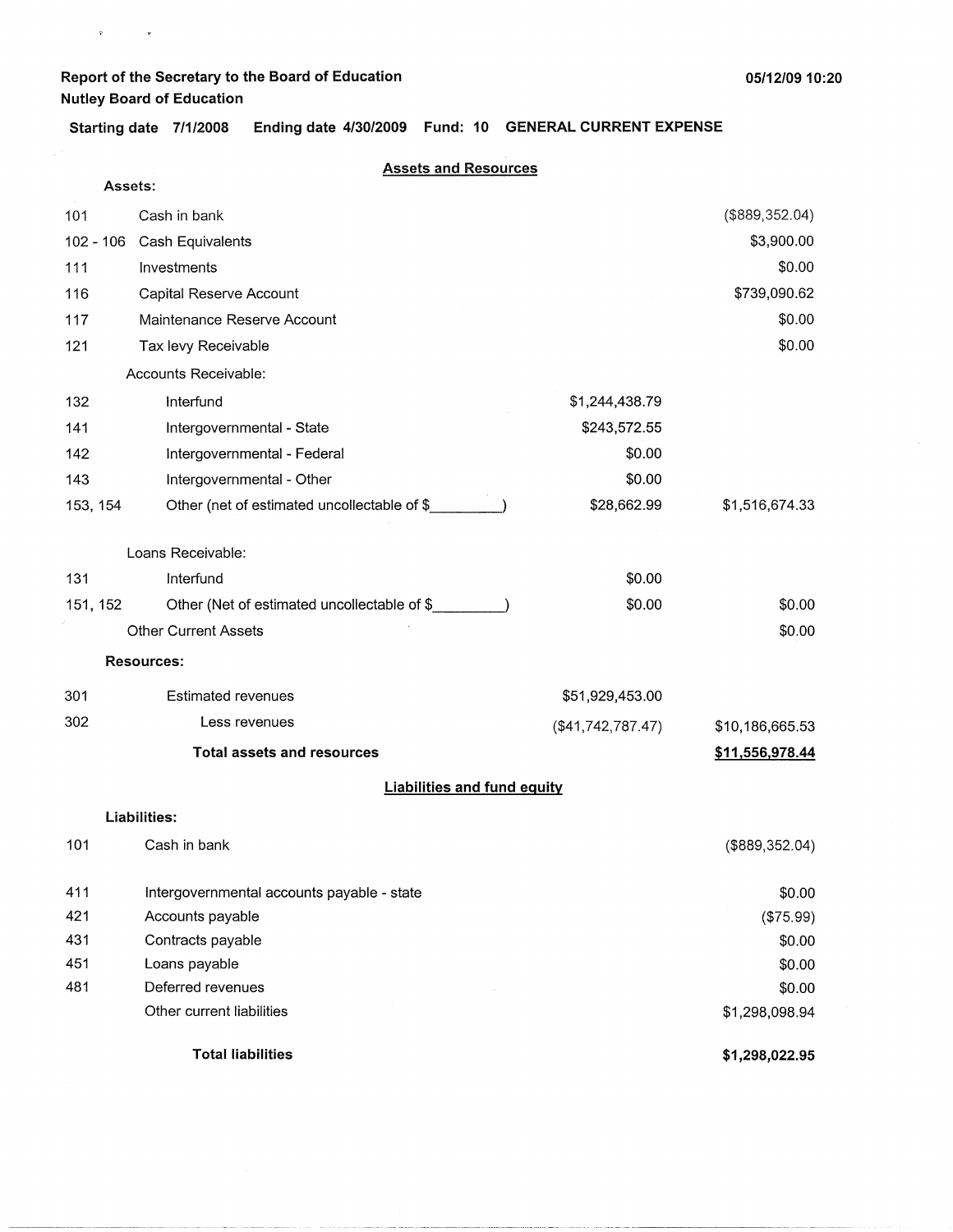**Report of the Secretary to the Board of Education**
**Nutley Board of Education**

05/12/09 10:20

**Starting date 7/1/2008 Ending date 4/30/2009 Fund: 10 GENERAL CURRENT EXPENSE**

## Assets and Resources

| Code | Description | | Amount |
|---|---|---|---|
| | **Assets:** | | |
| 101 | Cash in bank | | ($889,352.04) |
| 102 - 106 | Cash Equivalents | | $3,900.00 |
| 111 | Investments | | $0.00 |
| 116 | Capital Reserve Account | | $739,090.62 |
| 117 | Maintenance Reserve Account | | $0.00 |
| 121 | Tax levy Receivable | | $0.00 |
| | Accounts Receivable: | | |
| 132 | Interfund | $1,244,438.79 | |
| 141 | Intergovernmental - State | $243,572.55 | |
| 142 | Intergovernmental - Federal | $0.00 | |
| 143 | Intergovernmental - Other | $0.00 | |
| 153, 154 | Other (net of estimated uncollectable of $________) | $28,662.99 | $1,516,674.33 |
| | Loans Receivable: | | |
| 131 | Interfund | $0.00 | |
| 151, 152 | Other (Net of estimated uncollectable of $________) | $0.00 | $0.00 |
| | Other Current Assets | | $0.00 |
| | **Resources:** | | |
| 301 | Estimated revenues | $51,929,453.00 | |
| 302 | Less revenues | ($41,742,787.47) | $10,186,665.53 |
| | **Total assets and resources** | | **$11,556,978.44** |

## Liabilities and fund equity

| Code | Description | Amount |
|---|---|---|
| | **Liabilities:** | |
| 101 | Cash in bank | ($889,352.04) |
| 411 | Intergovernmental accounts payable - state | $0.00 |
| 421 | Accounts payable | ($75.99) |
| 431 | Contracts payable | $0.00 |
| 451 | Loans payable | $0.00 |
| 481 | Deferred revenues | $0.00 |
| | Other current liabilities | $1,298,098.94 |
| | **Total liabilities** | **$1,298,022.95** |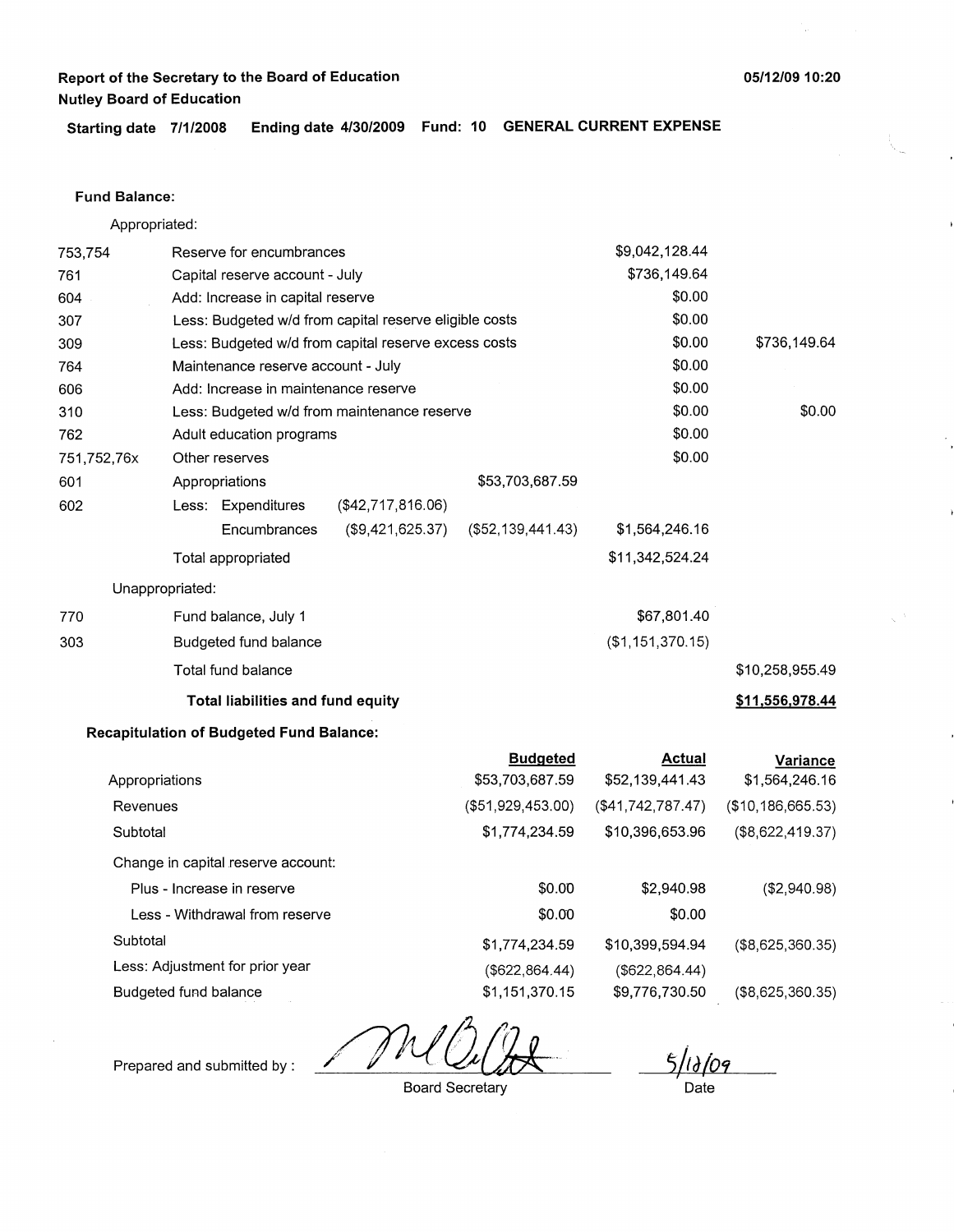**Report of the Secretary to the Board of Education**
**Nutley Board of Education**

05/12/09 10:20

**Starting date** 7/1/2008 **Ending date** 4/30/2009 **Fund:** 10 **GENERAL CURRENT EXPENSE**

**Fund Balance:**

Appropriated:

| Code | Description | | | | |
|---|---|---|---|---|---|
| 753,754 | Reserve for encumbrances | | | $9,042,128.44 | |
| 761 | Capital reserve account - July | | | $736,149.64 | |
| 604 | Add: Increase in capital reserve | | | $0.00 | |
| 307 | Less: Budgeted w/d from capital reserve eligible costs | | | $0.00 | |
| 309 | Less: Budgeted w/d from capital reserve excess costs | | | $0.00 | $736,149.64 |
| 764 | Maintenance reserve account - July | | | $0.00 | |
| 606 | Add: Increase in maintenance reserve | | | $0.00 | |
| 310 | Less: Budgeted w/d from maintenance reserve | | | $0.00 | $0.00 |
| 762 | Adult education programs | | | $0.00 | |
| 751,752,76x | Other reserves | | | $0.00 | |
| 601 | Appropriations | | $53,703,687.59 | | |
| 602 | Less: Expenditures | ($42,717,816.06) | | | |
| | Encumbrances | ($9,421,625.37) | ($52,139,441.43) | $1,564,246.16 | |
| | Total appropriated | | | $11,342,524.24 | |

Unappropriated:

| Code | Description | | |
|---|---|---|---|
| 770 | Fund balance, July 1 | $67,801.40 | |
| 303 | Budgeted fund balance | ($1,151,370.15) | |
| | Total fund balance | | $10,258,955.49 |
| | **Total liabilities and fund equity** | | **$11,556,978.44** |

**Recapitulation of Budgeted Fund Balance:**

| | Budgeted | Actual | Variance |
|---|---|---|---|
| Appropriations | $53,703,687.59 | $52,139,441.43 | $1,564,246.16 |
| Revenues | ($51,929,453.00) | ($41,742,787.47) | ($10,186,665.53) |
| Subtotal | $1,774,234.59 | $10,396,653.96 | ($8,622,419.37) |
| Change in capital reserve account: | | | |
| Plus - Increase in reserve | $0.00 | $2,940.98 | ($2,940.98) |
| Less - Withdrawal from reserve | $0.00 | $0.00 | |
| Subtotal | $1,774,234.59 | $10,399,594.94 | ($8,625,360.35) |
| Less: Adjustment for prior year | ($622,864.44) | ($622,864.44) | |
| Budgeted fund balance | $1,151,370.15 | $9,776,730.50 | ($8,625,360.35) |

Prepared and submitted by : [signature] Board Secretary

5/12/09 Date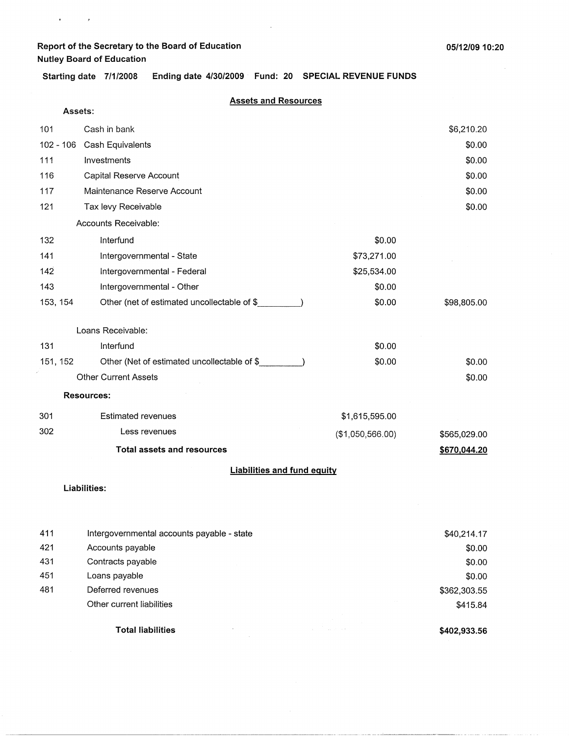**Report of the Secretary to the Board of Education**
**Nutley Board of Education**

05/12/09 10:20

**Starting date 7/1/2008 Ending date 4/30/2009 Fund: 20 SPECIAL REVENUE FUNDS**

## Assets and Resources

**Assets:**

| Code | Description | | Amount |
|---|---|---|---|
| 101 | Cash in bank | | $6,210.20 |
| 102 - 106 | Cash Equivalents | | $0.00 |
| 111 | Investments | | $0.00 |
| 116 | Capital Reserve Account | | $0.00 |
| 117 | Maintenance Reserve Account | | $0.00 |
| 121 | Tax levy Receivable | | $0.00 |
| | Accounts Receivable: | | |
| 132 | Interfund | $0.00 | |
| 141 | Intergovernmental - State | $73,271.00 | |
| 142 | Intergovernmental - Federal | $25,534.00 | |
| 143 | Intergovernmental - Other | $0.00 | |
| 153, 154 | Other (net of estimated uncollectable of $_________) | $0.00 | $98,805.00 |
| | Loans Receivable: | | |
| 131 | Interfund | $0.00 | |
| 151, 152 | Other (Net of estimated uncollectable of $_________) | $0.00 | $0.00 |
| | Other Current Assets | | $0.00 |

**Resources:**

| Code | Description | | Amount |
|---|---|---|---|
| 301 | Estimated revenues | $1,615,595.00 | |
| 302 | Less revenues | ($1,050,566.00) | $565,029.00 |
| | **Total assets and resources** | | **$670,044.20** |

## Liabilities and fund equity

**Liabilities:**

| Code | Description | Amount |
|---|---|---|
| 411 | Intergovernmental accounts payable - state | $40,214.17 |
| 421 | Accounts payable | $0.00 |
| 431 | Contracts payable | $0.00 |
| 451 | Loans payable | $0.00 |
| 481 | Deferred revenues | $362,303.55 |
| | Other current liabilities | $415.84 |
| | **Total liabilities** | **$402,933.56** |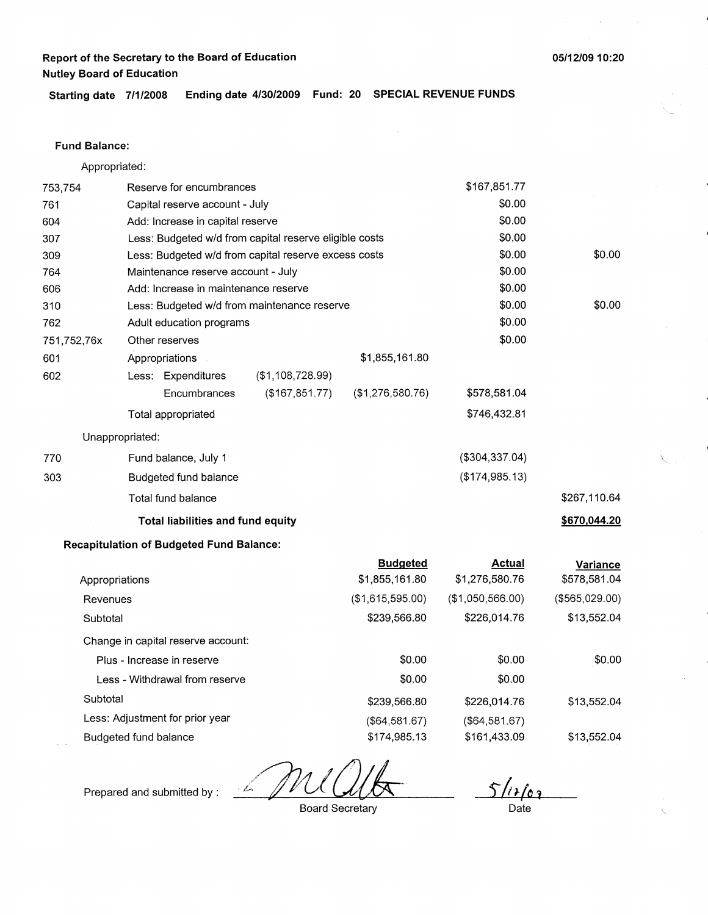**Report of the Secretary to the Board of Education**
**Nutley Board of Education**

05/12/09 10:20

**Starting date 7/1/2008 Ending date 4/30/2009 Fund: 20 SPECIAL REVENUE FUNDS**

**Fund Balance:**

Appropriated:

| Code | Description | | | | |
|---|---|---|---|---|---|
| 753,754 | Reserve for encumbrances | | | $167,851.77 | |
| 761 | Capital reserve account - July | | | $0.00 | |
| 604 | Add: Increase in capital reserve | | | $0.00 | |
| 307 | Less: Budgeted w/d from capital reserve eligible costs | | | $0.00 | |
| 309 | Less: Budgeted w/d from capital reserve excess costs | | | $0.00 | $0.00 |
| 764 | Maintenance reserve account - July | | | $0.00 | |
| 606 | Add: Increase in maintenance reserve | | | $0.00 | |
| 310 | Less: Budgeted w/d from maintenance reserve | | | $0.00 | $0.00 |
| 762 | Adult education programs | | | $0.00 | |
| 751,752,76x | Other reserves | | | $0.00 | |
| 601 | Appropriations | | $1,855,161.80 | | |
| 602 | Less: Expenditures | ($1,108,728.99) | | | |
| | Encumbrances | ($167,851.77) | ($1,276,580.76) | $578,581.04 | |
| | Total appropriated | | | $746,432.81 | |
| | Unappropriated: | | | | |
| 770 | Fund balance, July 1 | | | ($304,337.04) | |
| 303 | Budgeted fund balance | | | ($174,985.13) | |
| | Total fund balance | | | | $267,110.64 |
| | **Total liabilities and fund equity** | | | | **$670,044.20** |

**Recapitulation of Budgeted Fund Balance:**

| | Budgeted | Actual | Variance |
|---|---|---|---|
| Appropriations | $1,855,161.80 | $1,276,580.76 | $578,581.04 |
| Revenues | ($1,615,595.00) | ($1,050,566.00) | ($565,029.00) |
| Subtotal | $239,566.80 | $226,014.76 | $13,552.04 |
| Change in capital reserve account: | | | |
| Plus - Increase in reserve | $0.00 | $0.00 | $0.00 |
| Less - Withdrawal from reserve | $0.00 | $0.00 | |
| Subtotal | $239,566.80 | $226,014.76 | $13,552.04 |
| Less: Adjustment for prior year | ($64,581.67) | ($64,581.67) | |
| Budgeted fund balance | $174,985.13 | $161,433.09 | $13,552.04 |

Prepared and submitted by : _________________ Board Secretary    5/12/09 Date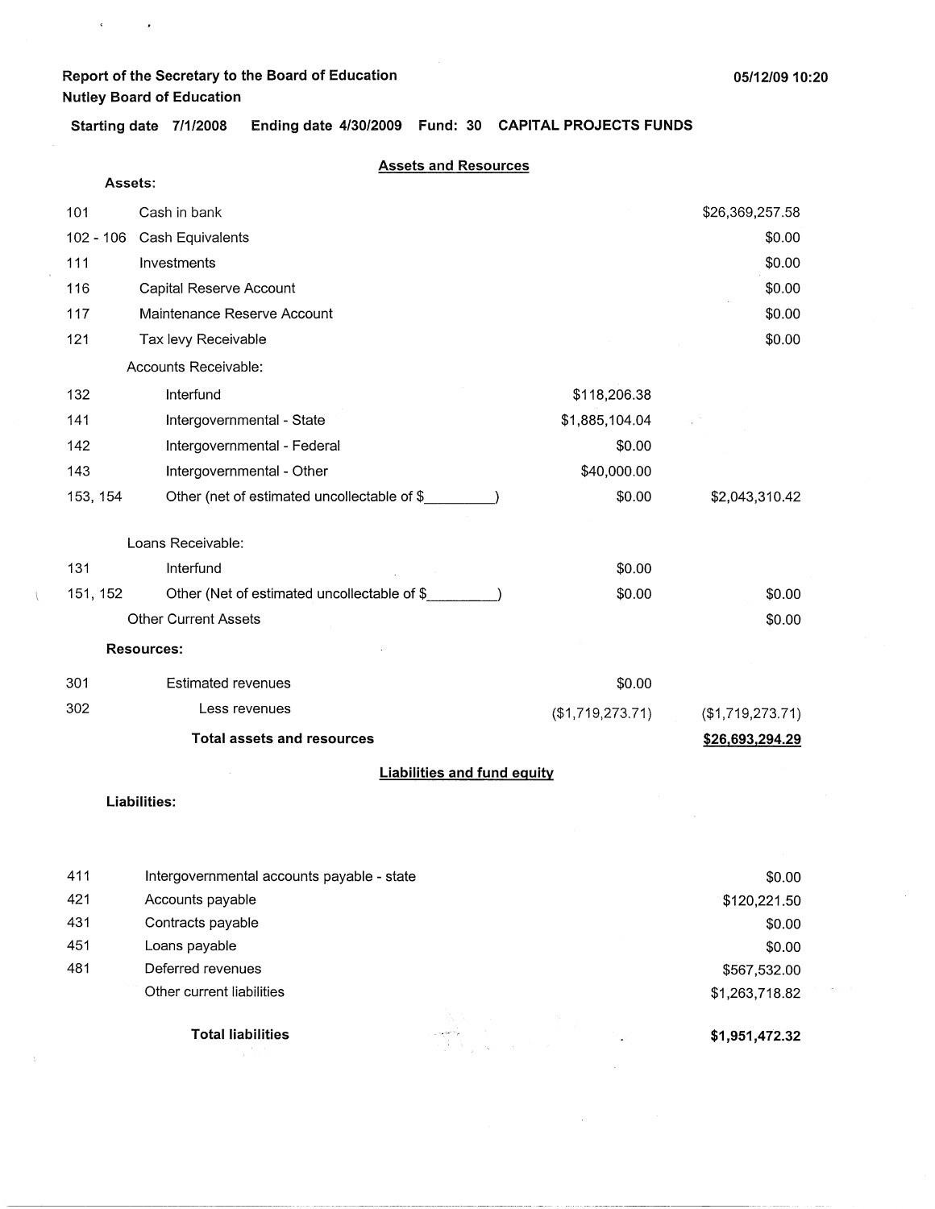Report of the Secretary to the Board of Education
Nutley Board of Education

05/12/09 10:20

Starting date 7/1/2008 Ending date 4/30/2009 Fund: 30 CAPITAL PROJECTS FUNDS

## Assets and Resources

| Code | Description | | Amount |
|---|---|---|---|
| | **Assets:** | | |
| 101 | Cash in bank | | $26,369,257.58 |
| 102 - 106 | Cash Equivalents | | $0.00 |
| 111 | Investments | | $0.00 |
| 116 | Capital Reserve Account | | $0.00 |
| 117 | Maintenance Reserve Account | | $0.00 |
| 121 | Tax levy Receivable | | $0.00 |
| | Accounts Receivable: | | |
| 132 | Interfund | $118,206.38 | |
| 141 | Intergovernmental - State | $1,885,104.04 | |
| 142 | Intergovernmental - Federal | $0.00 | |
| 143 | Intergovernmental - Other | $40,000.00 | |
| 153, 154 | Other (net of estimated uncollectable of $________) | $0.00 | $2,043,310.42 |
| | Loans Receivable: | | |
| 131 | Interfund | $0.00 | |
| 151, 152 | Other (Net of estimated uncollectable of $________) | $0.00 | $0.00 |
| | Other Current Assets | | $0.00 |
| | **Resources:** | | |
| 301 | Estimated revenues | $0.00 | |
| 302 | Less revenues | ($1,719,273.71) | ($1,719,273.71) |
| | **Total assets and resources** | | **$26,693,294.29** |

## Liabilities and fund equity

| Code | Description | Amount |
|---|---|---|
| | **Liabilities:** | |
| 411 | Intergovernmental accounts payable - state | $0.00 |
| 421 | Accounts payable | $120,221.50 |
| 431 | Contracts payable | $0.00 |
| 451 | Loans payable | $0.00 |
| 481 | Deferred revenues | $567,532.00 |
| | Other current liabilities | $1,263,718.82 |
| | **Total liabilities** | **$1,951,472.32** |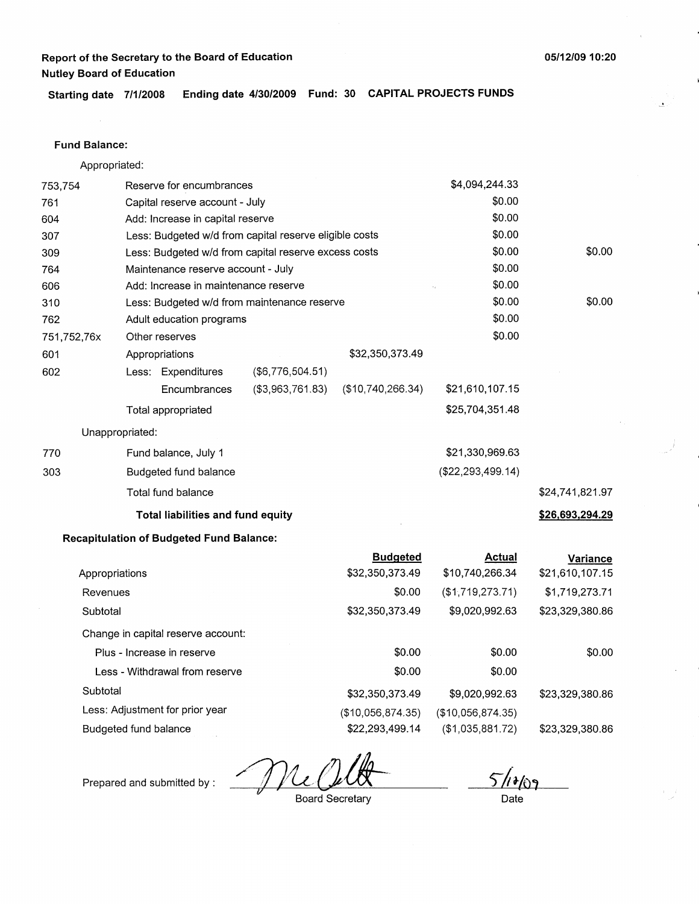**Report of the Secretary to the Board of Education**
**Nutley Board of Education**

05/12/09 10:20

**Starting date 7/1/2008 Ending date 4/30/2009 Fund: 30 CAPITAL PROJECTS FUNDS**

**Fund Balance:**

Appropriated:

| Code | Description | | | | |
|---|---|---|---|---|---|
| 753,754 | Reserve for encumbrances | | | $4,094,244.33 | |
| 761 | Capital reserve account - July | | | $0.00 | |
| 604 | Add: Increase in capital reserve | | | $0.00 | |
| 307 | Less: Budgeted w/d from capital reserve eligible costs | | | $0.00 | |
| 309 | Less: Budgeted w/d from capital reserve excess costs | | | $0.00 | $0.00 |
| 764 | Maintenance reserve account - July | | | $0.00 | |
| 606 | Add: Increase in maintenance reserve | | | $0.00 | |
| 310 | Less: Budgeted w/d from maintenance reserve | | | $0.00 | $0.00 |
| 762 | Adult education programs | | | $0.00 | |
| 751,752,76x | Other reserves | | | $0.00 | |
| 601 | Appropriations | | $32,350,373.49 | | |
| 602 | Less: Expenditures | ($6,776,504.51) | | | |
| | Encumbrances | ($3,963,761.83) | ($10,740,266.34) | $21,610,107.15 | |
| | Total appropriated | | | $25,704,351.48 | |
| | Unappropriated: | | | | |
| 770 | Fund balance, July 1 | | | $21,330,969.63 | |
| 303 | Budgeted fund balance | | | ($22,293,499.14) | |
| | Total fund balance | | | | $24,741,821.97 |
| | **Total liabilities and fund equity** | | | | **$26,693,294.29** |

**Recapitulation of Budgeted Fund Balance:**

| | Budgeted | Actual | Variance |
|---|---|---|---|
| Appropriations | $32,350,373.49 | $10,740,266.34 | $21,610,107.15 |
| Revenues | $0.00 | ($1,719,273.71) | $1,719,273.71 |
| Subtotal | $32,350,373.49 | $9,020,992.63 | $23,329,380.86 |
| Change in capital reserve account: | | | |
| Plus - Increase in reserve | $0.00 | $0.00 | $0.00 |
| Less - Withdrawal from reserve | $0.00 | $0.00 | |
| Subtotal | $32,350,373.49 | $9,020,992.63 | $23,329,380.86 |
| Less: Adjustment for prior year | ($10,056,874.35) | ($10,056,874.35) | |
| Budgeted fund balance | $22,293,499.14 | ($1,035,881.72) | $23,329,380.86 |

Prepared and submitted by : ______________________ Board Secretary

5/12/09 Date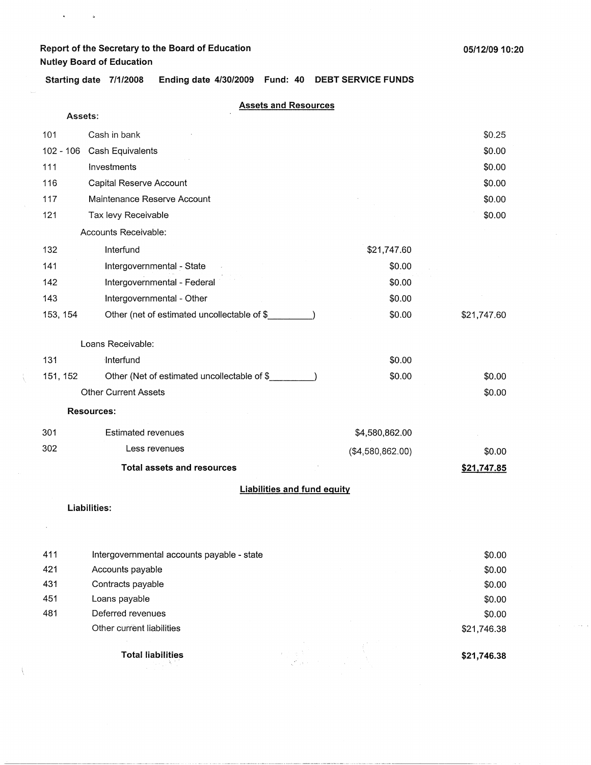**Report of the Secretary to the Board of Education**
**Nutley Board of Education**

05/12/09 10:20

**Starting date 7/1/2008 Ending date 4/30/2009 Fund: 40 DEBT SERVICE FUNDS**

**Assets and Resources**

**Assets:**

| | | | |
|---|---|---|---|
| 101 | Cash in bank | | $0.25 |
| 102 - 106 | Cash Equivalents | | $0.00 |
| 111 | Investments | | $0.00 |
| 116 | Capital Reserve Account | | $0.00 |
| 117 | Maintenance Reserve Account | | $0.00 |
| 121 | Tax levy Receivable | | $0.00 |
| | Accounts Receivable: | | |
| 132 | Interfund | $21,747.60 | |
| 141 | Intergovernmental - State | $0.00 | |
| 142 | Intergovernmental - Federal | $0.00 | |
| 143 | Intergovernmental - Other | $0.00 | |
| 153, 154 | Other (net of estimated uncollectable of $\_\_\_\_\_\_\_\_\_) | $0.00 | $21,747.60 |
| | Loans Receivable: | | |
| 131 | Interfund | $0.00 | |
| 151, 152 | Other (Net of estimated uncollectable of $\_\_\_\_\_\_\_\_\_) | $0.00 | $0.00 |
| | Other Current Assets | | $0.00 |

**Resources:**

| | | | |
|---|---|---|---|
| 301 | Estimated revenues | $4,580,862.00 | |
| 302 | Less revenues | ($4,580,862.00) | $0.00 |
| | **Total assets and resources** | | **$21,747.85** |

**Liabilities and fund equity**

**Liabilities:**

| | | |
|---|---|---|
| 411 | Intergovernmental accounts payable - state | $0.00 |
| 421 | Accounts payable | $0.00 |
| 431 | Contracts payable | $0.00 |
| 451 | Loans payable | $0.00 |
| 481 | Deferred revenues | $0.00 |
| | Other current liabilities | $21,746.38 |
| | **Total liabilities** | **$21,746.38** |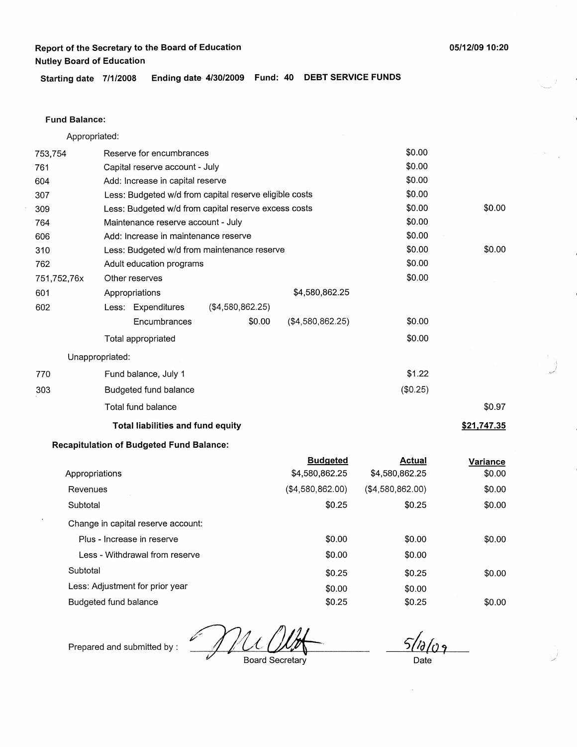**Report of the Secretary to the Board of Education**
**Nutley Board of Education**

**05/12/09 10:20**

**Starting date** 7/1/2008 **Ending date** 4/30/2009 **Fund: 40 DEBT SERVICE FUNDS**

**Fund Balance:**

Appropriated:

| | | | | | |
|---|---|---|---|---|---|
| 753,754 | Reserve for encumbrances | | | $0.00 | |
| 761 | Capital reserve account - July | | | $0.00 | |
| 604 | Add: Increase in capital reserve | | | $0.00 | |
| 307 | Less: Budgeted w/d from capital reserve eligible costs | | | $0.00 | |
| 309 | Less: Budgeted w/d from capital reserve excess costs | | | $0.00 | $0.00 |
| 764 | Maintenance reserve account - July | | | $0.00 | |
| 606 | Add: Increase in maintenance reserve | | | $0.00 | |
| 310 | Less: Budgeted w/d from maintenance reserve | | | $0.00 | $0.00 |
| 762 | Adult education programs | | | $0.00 | |
| 751,752,76x | Other reserves | | | $0.00 | |
| 601 | Appropriations | | $4,580,862.25 | | |
| 602 | Less: Expenditures | ($4,580,862.25) | | | |
| | Encumbrances | $0.00 | ($4,580,862.25) | $0.00 | |
| | Total appropriated | | | $0.00 | |

Unappropriated:

| | | | |
|---|---|---|---|
| 770 | Fund balance, July 1 | $1.22 | |
| 303 | Budgeted fund balance | ($0.25) | |
| | Total fund balance | | $0.97 |
| | **Total liabilities and fund equity** | | **$21,747.35** |

**Recapitulation of Budgeted Fund Balance:**

| | Budgeted | Actual | Variance |
|---|---|---|---|
| Appropriations | $4,580,862.25 | $4,580,862.25 | $0.00 |
| Revenues | ($4,580,862.00) | ($4,580,862.00) | $0.00 |
| Subtotal | $0.25 | $0.25 | $0.00 |
| Change in capital reserve account: | | | |
| Plus - Increase in reserve | $0.00 | $0.00 | $0.00 |
| Less - Withdrawal from reserve | $0.00 | $0.00 | |
| Subtotal | $0.25 | $0.25 | $0.00 |
| Less: Adjustment for prior year | $0.00 | $0.00 | |
| Budgeted fund balance | $0.25 | $0.25 | $0.00 |

Prepared and submitted by : _______________ Board Secretary     5/12/09 Date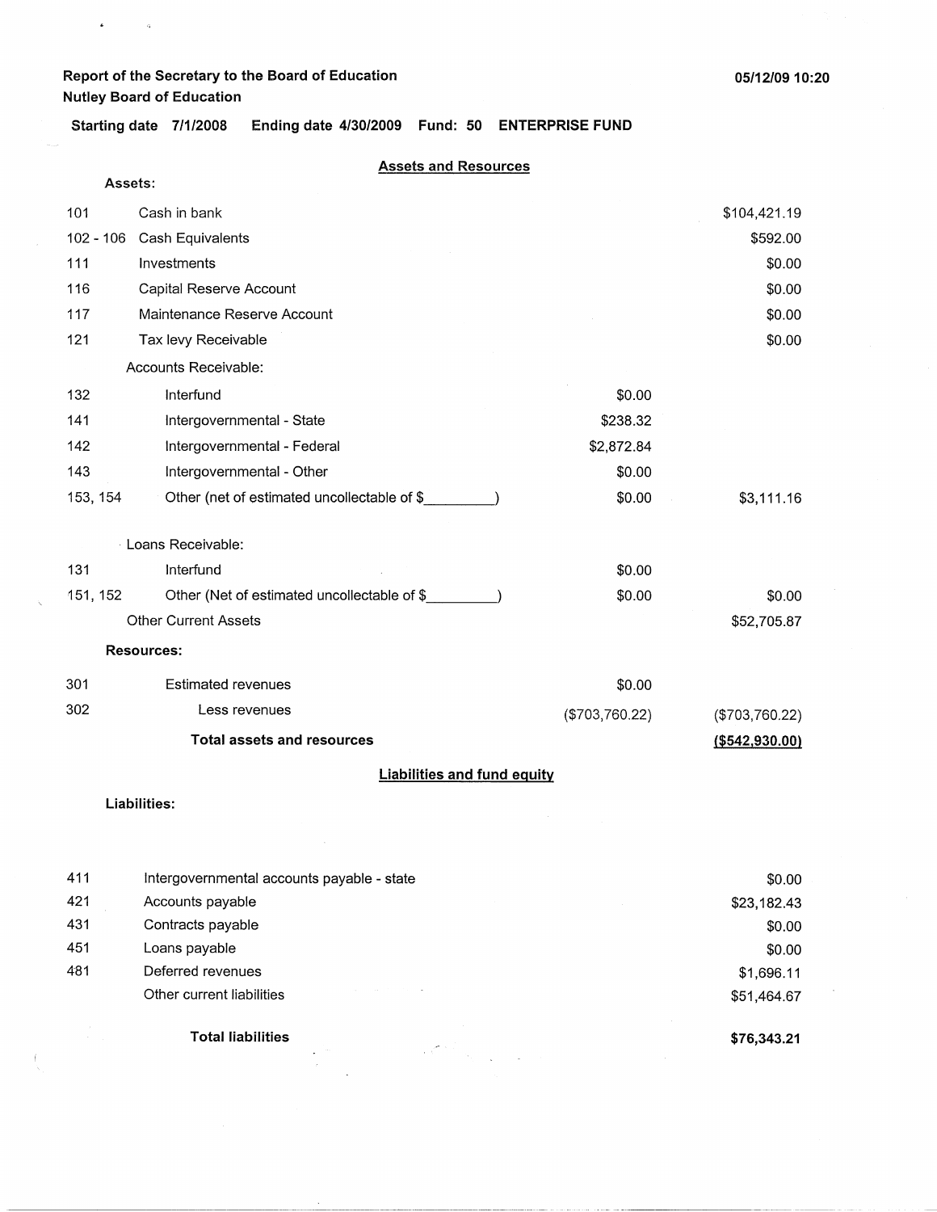**Report of the Secretary to the Board of Education**
**Nutley Board of Education**

**05/12/09 10:20**

**Starting date 7/1/2008 Ending date 4/30/2009 Fund: 50 ENTERPRISE FUND**

## Assets and Resources

**Assets:**

| Code | Description | | Amount |
|---|---|---|---|
| 101 | Cash in bank | | $104,421.19 |
| 102 - 106 | Cash Equivalents | | $592.00 |
| 111 | Investments | | $0.00 |
| 116 | Capital Reserve Account | | $0.00 |
| 117 | Maintenance Reserve Account | | $0.00 |
| 121 | Tax levy Receivable | | $0.00 |
| | Accounts Receivable: | | |
| 132 | Interfund | $0.00 | |
| 141 | Intergovernmental - State | $238.32 | |
| 142 | Intergovernmental - Federal | $2,872.84 | |
| 143 | Intergovernmental - Other | $0.00 | |
| 153, 154 | Other (net of estimated uncollectable of $\_\_\_\_\_\_\_\_\_) | $0.00 | $3,111.16 |
| | Loans Receivable: | | |
| 131 | Interfund | $0.00 | |
| 151, 152 | Other (Net of estimated uncollectable of $\_\_\_\_\_\_\_\_\_) | $0.00 | $0.00 |
| | Other Current Assets | | $52,705.87 |
| | **Resources:** | | |
| 301 | Estimated revenues | $0.00 | |
| 302 | Less revenues | ($703,760.22) | ($703,760.22) |
| | **Total assets and resources** | | **($542,930.00)** |

## Liabilities and fund equity

**Liabilities:**

| Code | Description | Amount |
|---|---|---|
| 411 | Intergovernmental accounts payable - state | $0.00 |
| 421 | Accounts payable | $23,182.43 |
| 431 | Contracts payable | $0.00 |
| 451 | Loans payable | $0.00 |
| 481 | Deferred revenues | $1,696.11 |
| | Other current liabilities | $51,464.67 |
| | **Total liabilities** | **$76,343.21** |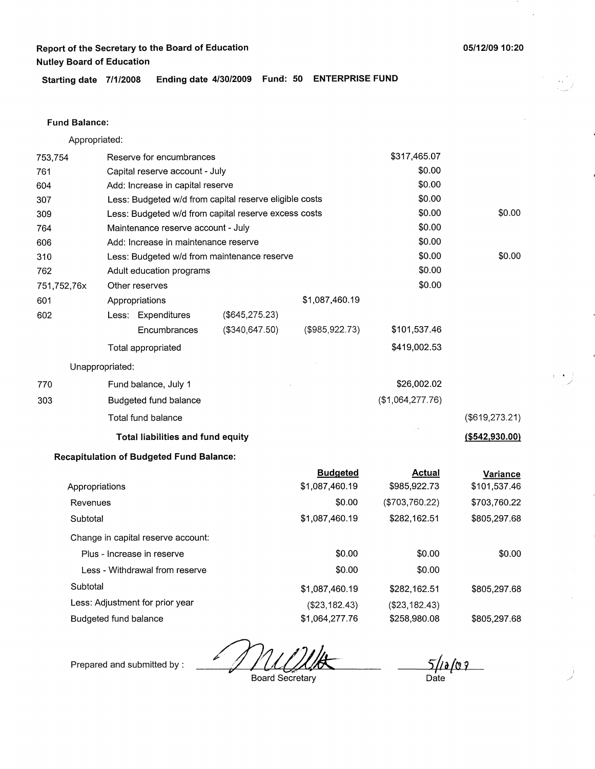Report of the Secretary to the Board of Education
Nutley Board of Education

05/12/09 10:20

**Starting date 7/1/2008 Ending date 4/30/2009 Fund: 50 ENTERPRISE FUND**

**Fund Balance:**

Appropriated:

| | | | | | |
|---|---|---|---|---|---|
| 753,754 | Reserve for encumbrances | | | $317,465.07 | |
| 761 | Capital reserve account - July | | | $0.00 | |
| 604 | Add: Increase in capital reserve | | | $0.00 | |
| 307 | Less: Budgeted w/d from capital reserve eligible costs | | | $0.00 | |
| 309 | Less: Budgeted w/d from capital reserve excess costs | | | $0.00 | $0.00 |
| 764 | Maintenance reserve account - July | | | $0.00 | |
| 606 | Add: Increase in maintenance reserve | | | $0.00 | |
| 310 | Less: Budgeted w/d from maintenance reserve | | | $0.00 | $0.00 |
| 762 | Adult education programs | | | $0.00 | |
| 751,752,76x | Other reserves | | | $0.00 | |
| 601 | Appropriations | | $1,087,460.19 | | |
| 602 | Less: Expenditures | ($645,275.23) | | | |
| | Encumbrances | ($340,647.50) | ($985,922.73) | $101,537.46 | |
| | Total appropriated | | | $419,002.53 | |

Unappropriated:

| | | | |
|---|---|---|---|
| 770 | Fund balance, July 1 | $26,002.02 | |
| 303 | Budgeted fund balance | ($1,064,277.76) | |
| | Total fund balance | | ($619,273.21) |
| | **Total liabilities and fund equity** | | **($542,930.00)** |

**Recapitulation of Budgeted Fund Balance:**

| | Budgeted | Actual | Variance |
|---|---|---|---|
| Appropriations | $1,087,460.19 | $985,922.73 | $101,537.46 |
| Revenues | $0.00 | ($703,760.22) | $703,760.22 |
| Subtotal | $1,087,460.19 | $282,162.51 | $805,297.68 |
| Change in capital reserve account: | | | |
| Plus - Increase in reserve | $0.00 | $0.00 | $0.00 |
| Less - Withdrawal from reserve | $0.00 | $0.00 | |
| Subtotal | $1,087,460.19 | $282,162.51 | $805,297.68 |
| Less: Adjustment for prior year | ($23,182.43) | ($23,182.43) | |
| Budgeted fund balance | $1,064,277.76 | $258,980.08 | $805,297.68 |

Prepared and submitted by : _______________ Board Secretary     5/12/09 Date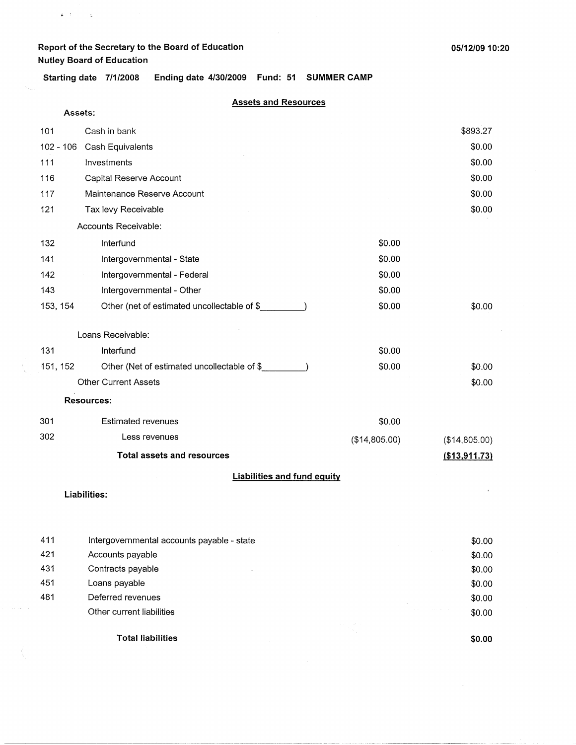Report of the Secretary to the Board of Education
Nutley Board of Education

05/12/09 10:20

Starting date 7/1/2008 Ending date 4/30/2009 Fund: 51 SUMMER CAMP

## Assets and Resources

**Assets:**

| Code | Description | | Amount |
|---|---|---|---|
| 101 | Cash in bank | | $893.27 |
| 102 - 106 | Cash Equivalents | | $0.00 |
| 111 | Investments | | $0.00 |
| 116 | Capital Reserve Account | | $0.00 |
| 117 | Maintenance Reserve Account | | $0.00 |
| 121 | Tax levy Receivable | | $0.00 |
| | Accounts Receivable: | | |
| 132 | Interfund | $0.00 | |
| 141 | Intergovernmental - State | $0.00 | |
| 142 | Intergovernmental - Federal | $0.00 | |
| 143 | Intergovernmental - Other | $0.00 | |
| 153, 154 | Other (net of estimated uncollectable of $_________) | $0.00 | $0.00 |
| | Loans Receivable: | | |
| 131 | Interfund | $0.00 | |
| 151, 152 | Other (Net of estimated uncollectable of $_________) | $0.00 | $0.00 |
| | Other Current Assets | | $0.00 |
| | **Resources:** | | |
| 301 | Estimated revenues | $0.00 | |
| 302 | Less revenues | ($14,805.00) | ($14,805.00) |
| | **Total assets and resources** | | **($13,911.73)** |

## Liabilities and fund equity

**Liabilities:**

| Code | Description | Amount |
|---|---|---|
| 411 | Intergovernmental accounts payable - state | $0.00 |
| 421 | Accounts payable | $0.00 |
| 431 | Contracts payable | $0.00 |
| 451 | Loans payable | $0.00 |
| 481 | Deferred revenues | $0.00 |
| | Other current liabilities | $0.00 |
| | **Total liabilities** | **$0.00** |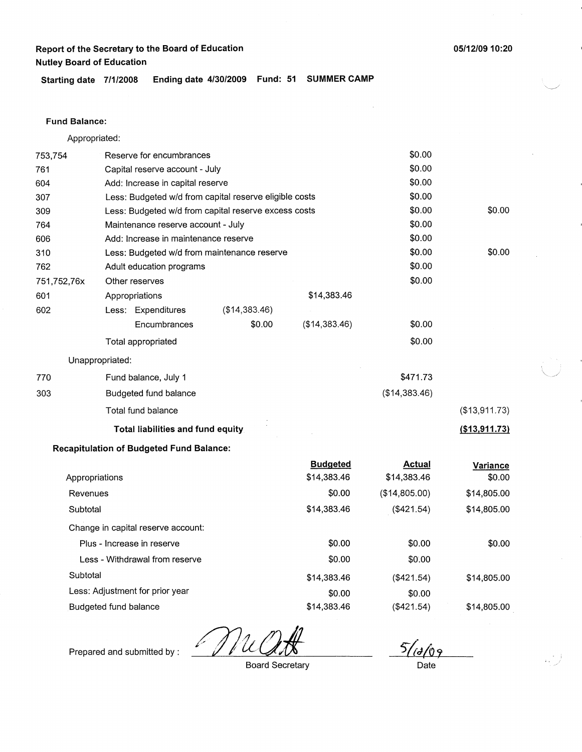**Report of the Secretary to the Board of Education**
**Nutley Board of Education**

05/12/09 10:20

**Starting date** 7/1/2008 **Ending date** 4/30/2009 **Fund:** 51 **SUMMER CAMP**

**Fund Balance:**

Appropriated:

| Code | Description | | | | |
|---|---|---|---|---|---|
| 753,754 | Reserve for encumbrances | | | $0.00 | |
| 761 | Capital reserve account - July | | | $0.00 | |
| 604 | Add: Increase in capital reserve | | | $0.00 | |
| 307 | Less: Budgeted w/d from capital reserve eligible costs | | | $0.00 | |
| 309 | Less: Budgeted w/d from capital reserve excess costs | | | $0.00 | $0.00 |
| 764 | Maintenance reserve account - July | | | $0.00 | |
| 606 | Add: Increase in maintenance reserve | | | $0.00 | |
| 310 | Less: Budgeted w/d from maintenance reserve | | | $0.00 | $0.00 |
| 762 | Adult education programs | | | $0.00 | |
| 751,752,76x | Other reserves | | | $0.00 | |
| 601 | Appropriations | | $14,383.46 | | |
| 602 | Less: Expenditures | ($14,383.46) | | | |
| | Encumbrances | $0.00 | ($14,383.46) | $0.00 | |
| | Total appropriated | | | $0.00 | |

Unappropriated:

| Code | Description | | |
|---|---|---|---|
| 770 | Fund balance, July 1 | $471.73 | |
| 303 | Budgeted fund balance | ($14,383.46) | |
| | Total fund balance | | ($13,911.73) |
| | **Total liabilities and fund equity** | | **($13,911.73)** |

**Recapitulation of Budgeted Fund Balance:**

| | Budgeted | Actual | Variance |
|---|---|---|---|
| Appropriations | $14,383.46 | $14,383.46 | $0.00 |
| Revenues | $0.00 | ($14,805.00) | $14,805.00 |
| Subtotal | $14,383.46 | ($421.54) | $14,805.00 |
| Change in capital reserve account: | | | |
| Plus - Increase in reserve | $0.00 | $0.00 | $0.00 |
| Less - Withdrawal from reserve | $0.00 | $0.00 | |
| Subtotal | $14,383.46 | ($421.54) | $14,805.00 |
| Less: Adjustment for prior year | $0.00 | $0.00 | |
| Budgeted fund balance | $14,383.46 | ($421.54) | $14,805.00 |

Prepared and submitted by : McAtt
Board Secretary

5/12/09
Date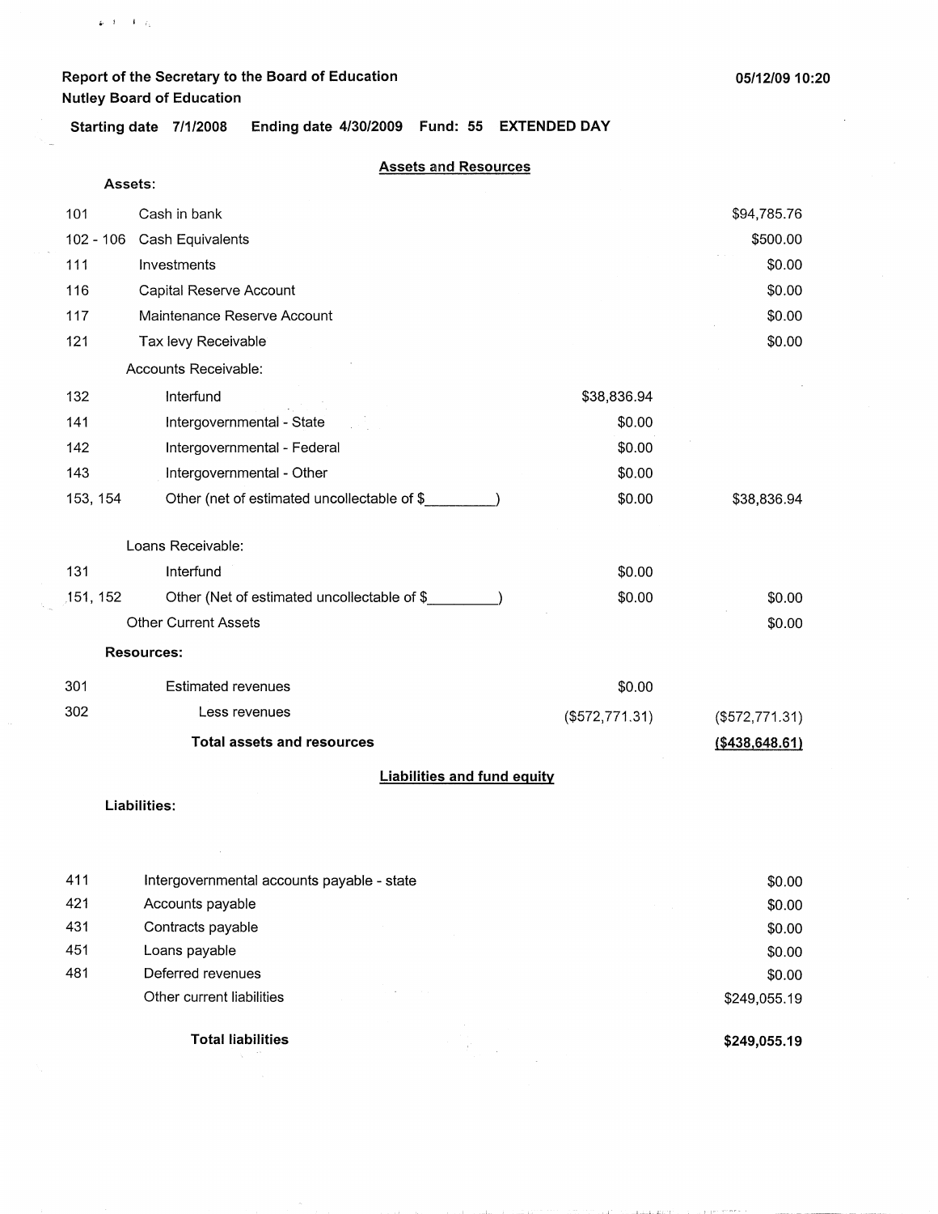**Report of the Secretary to the Board of Education**
**Nutley Board of Education**

05/12/09 10:20

**Starting date 7/1/2008 Ending date 4/30/2009 Fund: 55 EXTENDED DAY**

## Assets and Resources

**Assets:**

| | | | |
|---|---|---|---|
| 101 | Cash in bank | | $94,785.76 |
| 102 - 106 | Cash Equivalents | | $500.00 |
| 111 | Investments | | $0.00 |
| 116 | Capital Reserve Account | | $0.00 |
| 117 | Maintenance Reserve Account | | $0.00 |
| 121 | Tax levy Receivable | | $0.00 |
| | Accounts Receivable: | | |
| 132 | Interfund | $38,836.94 | |
| 141 | Intergovernmental - State | $0.00 | |
| 142 | Intergovernmental - Federal | $0.00 | |
| 143 | Intergovernmental - Other | $0.00 | |
| 153, 154 | Other (net of estimated uncollectable of $_________) | $0.00 | $38,836.94 |
| | Loans Receivable: | | |
| 131 | Interfund | $0.00 | |
| 151, 152 | Other (Net of estimated uncollectable of $_________) | $0.00 | $0.00 |
| | Other Current Assets | | $0.00 |

**Resources:**

| | | | |
|---|---|---|---|
| 301 | Estimated revenues | $0.00 | |
| 302 | Less revenues | ($572,771.31) | ($572,771.31) |
| | **Total assets and resources** | | **($438,648.61)** |

## Liabilities and fund equity

**Liabilities:**

| | | |
|---|---|---|
| 411 | Intergovernmental accounts payable - state | $0.00 |
| 421 | Accounts payable | $0.00 |
| 431 | Contracts payable | $0.00 |
| 451 | Loans payable | $0.00 |
| 481 | Deferred revenues | $0.00 |
| | Other current liabilities | $249,055.19 |
| | **Total liabilities** | **$249,055.19** |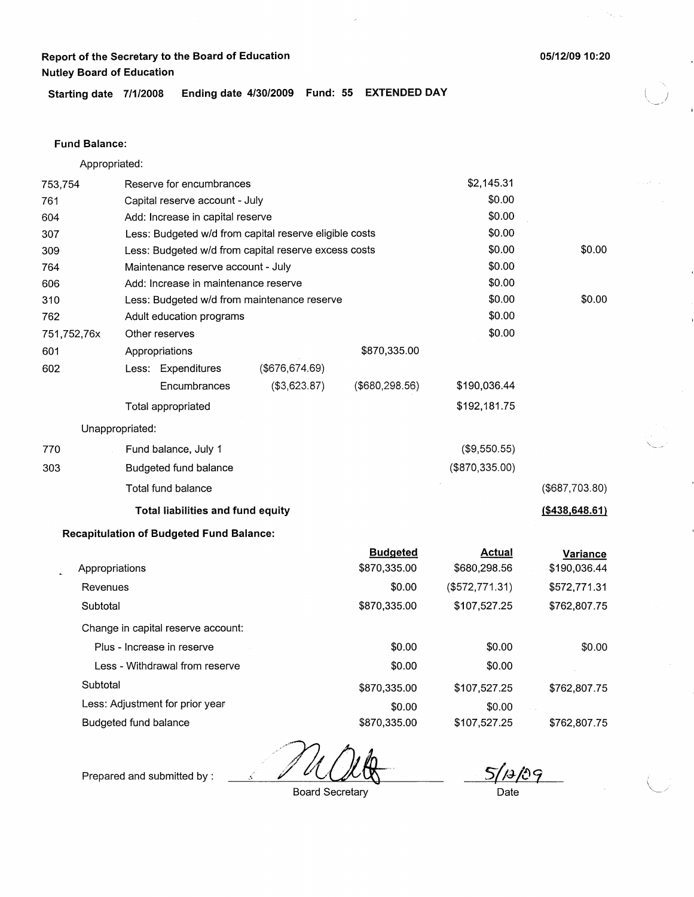**Report of the Secretary to the Board of Education**
**Nutley Board of Education**

05/12/09 10:20

**Starting date** 7/1/2008 **Ending date** 4/30/2009 **Fund:** 55 **EXTENDED DAY**

**Fund Balance:**

Appropriated:

| | | | | | | |
|---|---|---|---|---|---|---|
| 753,754 | Reserve for encumbrances | | | | $2,145.31 | |
| 761 | Capital reserve account - July | | | | $0.00 | |
| 604 | Add: Increase in capital reserve | | | | $0.00 | |
| 307 | Less: Budgeted w/d from capital reserve eligible costs | | | | $0.00 | |
| 309 | Less: Budgeted w/d from capital reserve excess costs | | | | $0.00 | $0.00 |
| 764 | Maintenance reserve account - July | | | | $0.00 | |
| 606 | Add: Increase in maintenance reserve | | | | $0.00 | |
| 310 | Less: Budgeted w/d from maintenance reserve | | | | $0.00 | $0.00 |
| 762 | Adult education programs | | | | $0.00 | |
| 751,752,76x | Other reserves | | | | $0.00 | |
| 601 | Appropriations | | | $870,335.00 | | |
| 602 | Less: | Expenditures | ($676,674.69) | | | |
| | | Encumbrances | ($3,623.87) | ($680,298.56) | $190,036.44 | |
| | Total appropriated | | | | $192,181.75 | |

Unappropriated:

| | | | |
|---|---|---|---|
| 770 | Fund balance, July 1 | ($9,550.55) | |
| 303 | Budgeted fund balance | ($870,335.00) | |
| | Total fund balance | | ($687,703.80) |
| | **Total liabilities and fund equity** | | **($438,648.61)** |

**Recapitulation of Budgeted Fund Balance:**

| | Budgeted | Actual | Variance |
|---|---|---|---|
| Appropriations | $870,335.00 | $680,298.56 | $190,036.44 |
| Revenues | $0.00 | ($572,771.31) | $572,771.31 |
| Subtotal | $870,335.00 | $107,527.25 | $762,807.75 |
| Change in capital reserve account: | | | |
| Plus - Increase in reserve | $0.00 | $0.00 | $0.00 |
| Less - Withdrawal from reserve | $0.00 | $0.00 | |
| Subtotal | $870,335.00 | $107,527.25 | $762,807.75 |
| Less: Adjustment for prior year | $0.00 | $0.00 | |
| Budgeted fund balance | $870,335.00 | $107,527.25 | $762,807.75 |

Prepared and submitted by : _______________ Board Secretary

5/12/09 Date